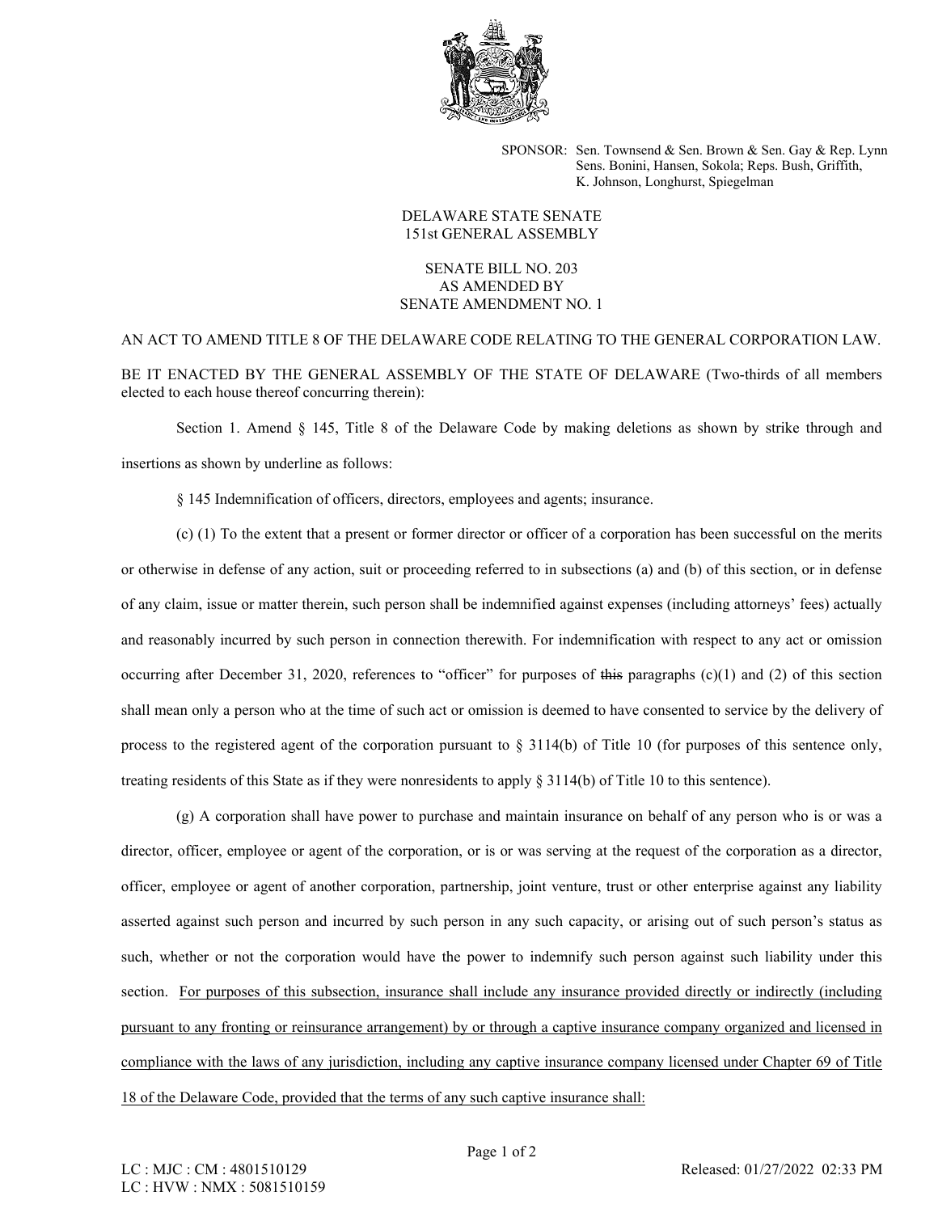SPONSOR: Sen. Townsend & Sen. Brown & Sen. Gay & Rep. Lynn
Sens. Bonini, Hansen, Sokola; Reps. Bush, Griffith,
K. Johnson, Longhurst, Spiegelman

DELAWARE STATE SENATE
151st GENERAL ASSEMBLY

SENATE BILL NO. 203
AS AMENDED BY
SENATE AMENDMENT NO. 1

AN ACT TO AMEND TITLE 8 OF THE DELAWARE CODE RELATING TO THE GENERAL CORPORATION LAW.

BE IT ENACTED BY THE GENERAL ASSEMBLY OF THE STATE OF DELAWARE (Two-thirds of all members elected to each house thereof concurring therein):

Section 1. Amend § 145, Title 8 of the Delaware Code by making deletions as shown by strike through and insertions as shown by underline as follows:

§ 145 Indemnification of officers, directors, employees and agents; insurance.

(c) (1) To the extent that a present or former director or officer of a corporation has been successful on the merits or otherwise in defense of any action, suit or proceeding referred to in subsections (a) and (b) of this section, or in defense of any claim, issue or matter therein, such person shall be indemnified against expenses (including attorneys' fees) actually and reasonably incurred by such person in connection therewith. For indemnification with respect to any act or omission occurring after December 31, 2020, references to "officer" for purposes of ~~this~~ paragraphs (c)(1) and (2) of this section shall mean only a person who at the time of such act or omission is deemed to have consented to service by the delivery of process to the registered agent of the corporation pursuant to § 3114(b) of Title 10 (for purposes of this sentence only, treating residents of this State as if they were nonresidents to apply § 3114(b) of Title 10 to this sentence).

(g) A corporation shall have power to purchase and maintain insurance on behalf of any person who is or was a director, officer, employee or agent of the corporation, or is or was serving at the request of the corporation as a director, officer, employee or agent of another corporation, partnership, joint venture, trust or other enterprise against any liability asserted against such person and incurred by such person in any such capacity, or arising out of such person's status as such, whether or not the corporation would have the power to indemnify such person against such liability under this section. <u>For purposes of this subsection, insurance shall include any insurance provided directly or indirectly (including pursuant to any fronting or reinsurance arrangement) by or through a captive insurance company organized and licensed in compliance with the laws of any jurisdiction, including any captive insurance company licensed under Chapter 69 of Title 18 of the Delaware Code, provided that the terms of any such captive insurance shall:</u>

LC : MJC : CM : 4801510129
LC : HVW : NMX : 5081510159

Released: 01/27/2022 02:33 PM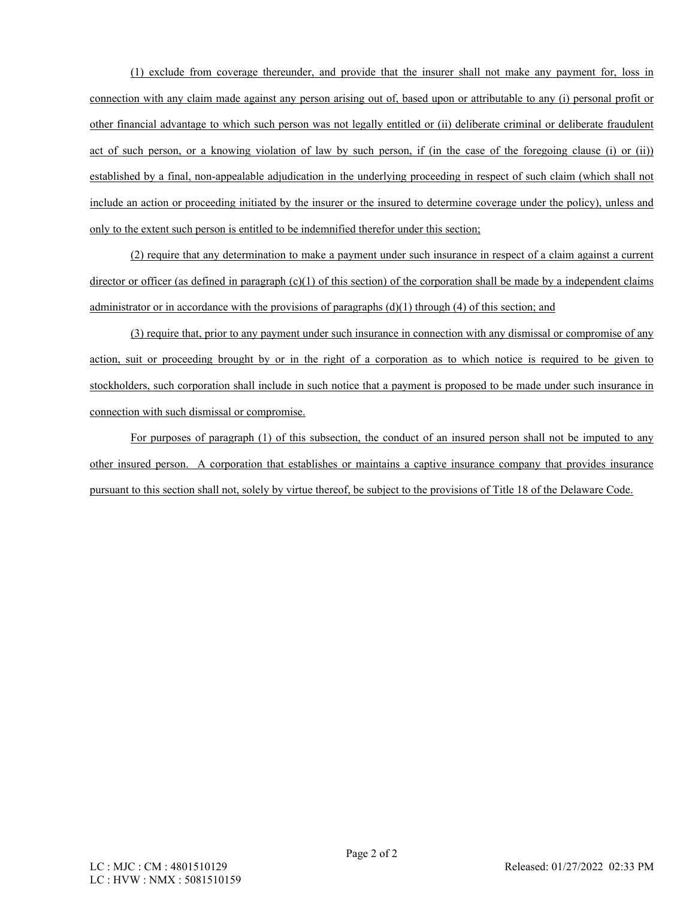(1) exclude from coverage thereunder, and provide that the insurer shall not make any payment for, loss in connection with any claim made against any person arising out of, based upon or attributable to any (i) personal profit or other financial advantage to which such person was not legally entitled or (ii) deliberate criminal or deliberate fraudulent act of such person, or a knowing violation of law by such person, if (in the case of the foregoing clause (i) or (ii)) established by a final, non-appealable adjudication in the underlying proceeding in respect of such claim (which shall not include an action or proceeding initiated by the insurer or the insured to determine coverage under the policy), unless and only to the extent such person is entitled to be indemnified therefor under this section;

(2) require that any determination to make a payment under such insurance in respect of a claim against a current director or officer (as defined in paragraph (c)(1) of this section) of the corporation shall be made by a independent claims administrator or in accordance with the provisions of paragraphs (d)(1) through (4) of this section; and

(3) require that, prior to any payment under such insurance in connection with any dismissal or compromise of any action, suit or proceeding brought by or in the right of a corporation as to which notice is required to be given to stockholders, such corporation shall include in such notice that a payment is proposed to be made under such insurance in connection with such dismissal or compromise.

For purposes of paragraph (1) of this subsection, the conduct of an insured person shall not be imputed to any other insured person. A corporation that establishes or maintains a captive insurance company that provides insurance pursuant to this section shall not, solely by virtue thereof, be subject to the provisions of Title 18 of the Delaware Code.

LC : MJC : CM : 4801510129
LC : HVW : NMX : 5081510159

Released: 01/27/2022 02:33 PM